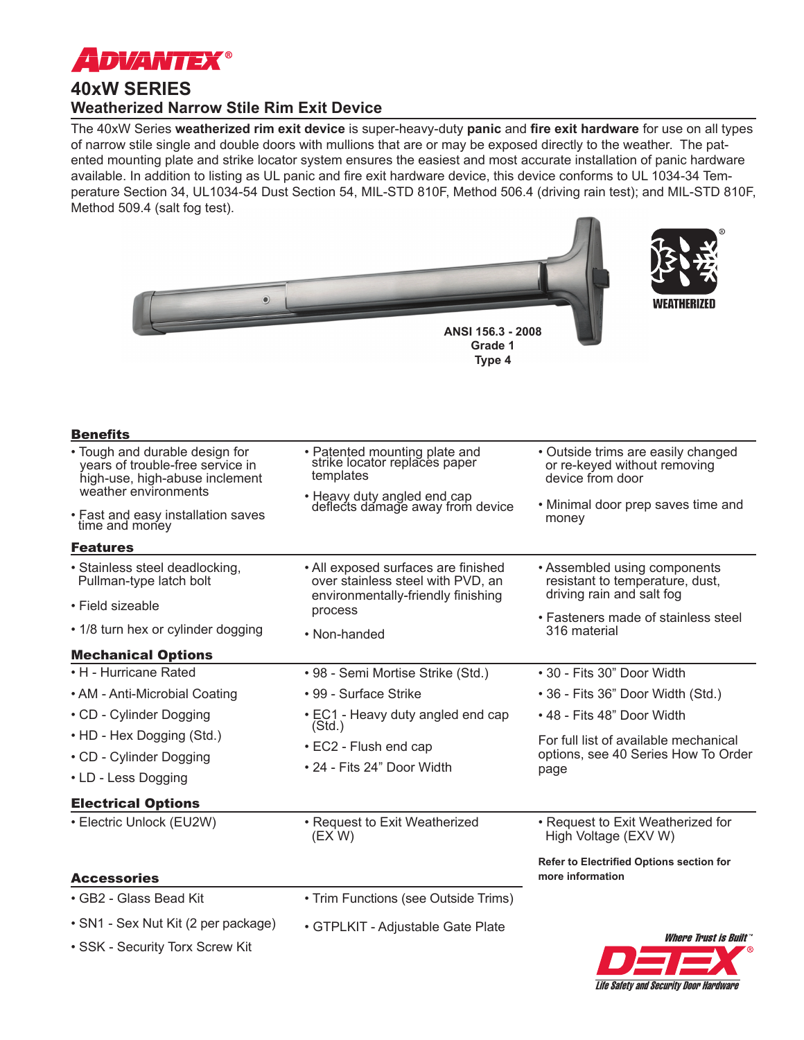ADVANTEX®

# 40xW SERIES

## Weatherized Narrow Stile Rim Exit Device

The 40xW Series **weatherized rim exit device** is super-heavy-duty **panic** and **fire exit hardware** for use on all types of narrow stile single and double doors with mullions that are or may be exposed directly to the weather. The patented mounting plate and strike locator system ensures the easiest and most accurate installation of panic hardware available. In addition to listing as UL panic and fire exit hardware device, this device conforms to UL 1034-34 Temperature Section 34, UL1034-54 Dust Section 54, MIL-STD 810F, Method 506.4 (driving rain test); and MIL-STD 810F, Method 509.4 (salt fog test).

**ANSI 156.3 - 2008**
**Grade 1**
**Type 4**

WEATHERIZED

### Benefits

- Tough and durable design for years of trouble-free service in high-use, high-abuse inclement weather environments
- Fast and easy installation saves time and money
- Patented mounting plate and strike locator replaces paper templates
- Heavy duty angled end cap deflects damage away from device
- Outside trims are easily changed or re-keyed without removing device from door
- Minimal door prep saves time and money

### Features

- Stainless steel deadlocking, Pullman-type latch bolt
- Field sizeable
- 1/8 turn hex or cylinder dogging
- All exposed surfaces are finished over stainless steel with PVD, an environmentally-friendly finishing process
- Non-handed
- Assembled using components resistant to temperature, dust, driving rain and salt fog
- Fasteners made of stainless steel 316 material

### Mechanical Options

- H - Hurricane Rated
- AM - Anti-Microbial Coating
- CD - Cylinder Dogging
- HD - Hex Dogging (Std.)
- CD - Cylinder Dogging
- LD - Less Dogging
- 98 - Semi Mortise Strike (Std.)
- 99 - Surface Strike
- EC1 - Heavy duty angled end cap (Std.)
- EC2 - Flush end cap
- 24 - Fits 24" Door Width
- 30 - Fits 30" Door Width
- 36 - Fits 36" Door Width (Std.)
- 48 - Fits 48" Door Width

For full list of available mechanical options, see 40 Series How To Order page

### Electrical Options

- Electric Unlock (EU2W)
- Request to Exit Weatherized (EX W)
- Request to Exit Weatherized for High Voltage (EXV W)

**Refer to Electrified Options section for more information**

### Accessories

- GB2 - Glass Bead Kit
- SN1 - Sex Nut Kit (2 per package)
- SSK - Security Torx Screw Kit
- Trim Functions (see Outside Trims)
- GTPLKIT - Adjustable Gate Plate

*Where Trust is Built™*
DETEX®
*Life Safety and Security Door Hardware*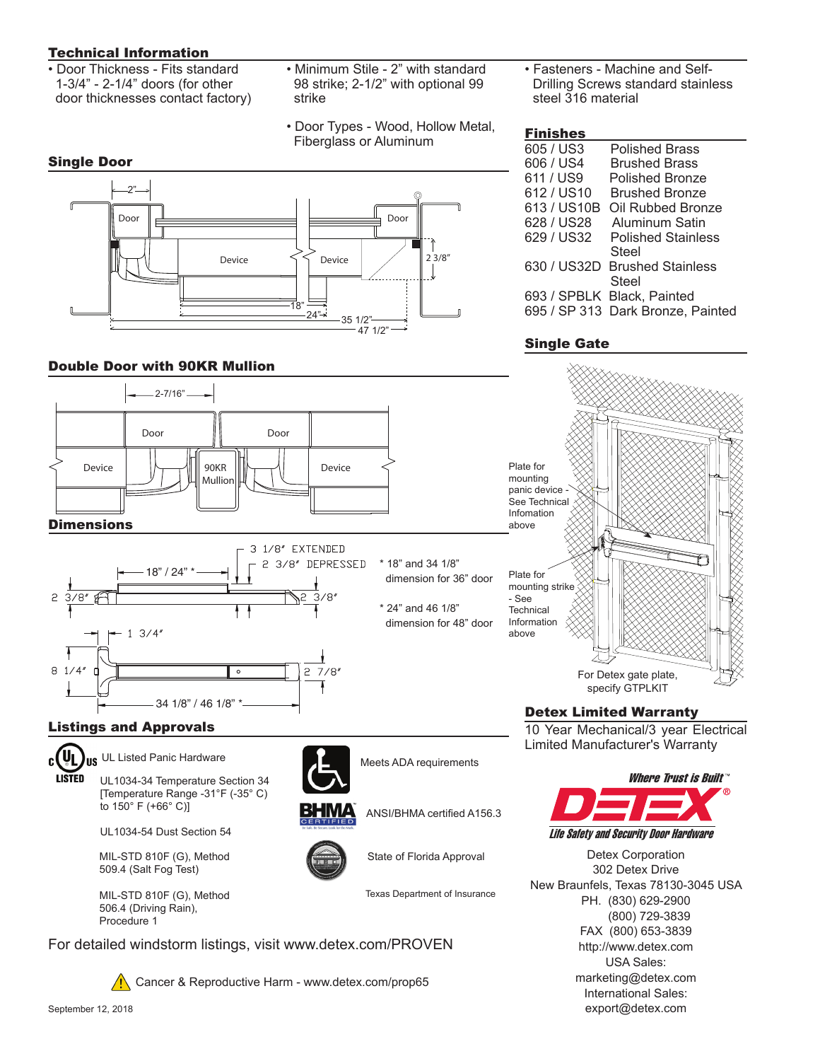## Technical Information

- Door Thickness - Fits standard 1-3/4" - 2-1/4" doors (for other door thicknesses contact factory)
- Minimum Stile - 2" with standard 98 strike; 2-1/2" with optional 99 strike
- Door Types - Wood, Hollow Metal, Fiberglass or Aluminum
- Fasteners - Machine and Self-Drilling Screws standard stainless steel 316 material

## Single Door

2"
Door
Door
Device
Device
2 3/8"
18"
24"
35 1/2"
47 1/2"

## Double Door with 90KR Mullion

2-7/16"
Door
Door
Device
90KR Mullion
Device

## Dimensions

3 1/8" EXTENDED
2 3/8" DEPRESSED
18" / 24" *
2 3/8"
2 3/8"
1 3/4"
8 1/4"
2 7/8"
34 1/8" / 46 1/8" *

\* 18" and 34 1/8" dimension for 36" door

\* 24" and 46 1/8" dimension for 48" door

## Listings and Approvals

UL Listed Panic Hardware

UL1034-34 Temperature Section 34 [Temperature Range -31°F (-35° C) to 150° F (+66° C)]

UL1034-54 Dust Section 54

MIL-STD 810F (G), Method 509.4 (Salt Fog Test)

MIL-STD 810F (G), Method 506.4 (Driving Rain), Procedure 1

Meets ADA requirements

ANSI/BHMA certified A156.3

State of Florida Approval

Texas Department of Insurance

For detailed windstorm listings, visit www.detex.com/PROVEN

Cancer & Reproductive Harm - www.detex.com/prop65

September 12, 2018

## Finishes

| | |
|---|---|
| 605 / US3 | Polished Brass |
| 606 / US4 | Brushed Brass |
| 611 / US9 | Polished Bronze |
| 612 / US10 | Brushed Bronze |
| 613 / US10B | Oil Rubbed Bronze |
| 628 / US28 | Aluminum Satin |
| 629 / US32 | Polished Stainless Steel |
| 630 / US32D | Brushed Stainless Steel |
| 693 / SPBLK | Black, Painted |
| 695 / SP 313 | Dark Bronze, Painted |

## Single Gate

Plate for mounting panic device - See Technical Infomation above

Plate for mounting strike - See Technical Information above

For Detex gate plate, specify GTPLKIT

## Detex Limited Warranty

10 Year Mechanical/3 year Electrical Limited Manufacturer's Warranty

*Where Trust is Built™*

DETEX®

*Life Safety and Security Door Hardware*

Detex Corporation
302 Detex Drive
New Braunfels, Texas 78130-3045 USA
PH. (830) 629-2900
(800) 729-3839
FAX (800) 653-3839
http://www.detex.com
USA Sales:
marketing@detex.com
International Sales:
export@detex.com